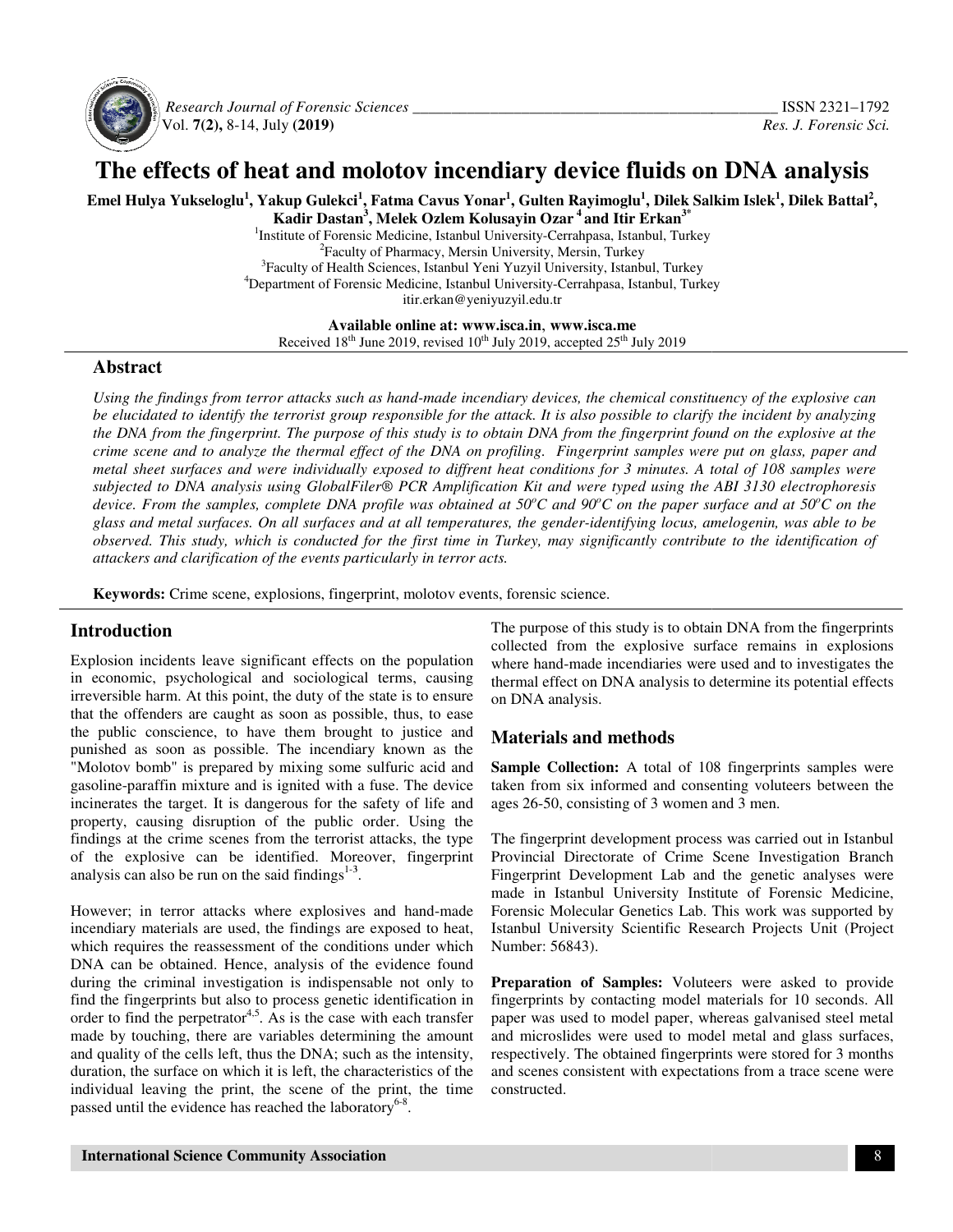# The effects of heat and molotov incendiary device fluids on DNA analysis

**Emel Hulya Yukseloglu[1], Yakup Gulekci[1], Fatma Cavus Yonar[1], Gulten Rayimoglu[1], Dilek Salkim Islek[1], Dilek Battal[2], Kadir Dastan[3], Melek Ozlem Kolusayin Ozar[4] and Itir Erkan[3*]**

[1]Institute of Forensic Medicine, Istanbul University-Cerrahpasa, Istanbul, Turkey
[2]Faculty of Pharmacy, Mersin University, Mersin, Turkey
[3]Faculty of Health Sciences, Istanbul Yeni Yuzyil University, Istanbul, Turkey
[4]Department of Forensic Medicine, Istanbul University-Cerrahpasa, Istanbul, Turkey
itir.erkan@yeniyuzyil.edu.tr

**Available online at: www.isca.in, www.isca.me**
Received 18th June 2019, revised 10th July 2019, accepted 25th July 2019

## Abstract

*Using the findings from terror attacks such as hand-made incendiary devices, the chemical constituency of the explosive can be elucidated to identify the terrorist group responsible for the attack. It is also possible to clarify the incident by analyzing the DNA from the fingerprint. The purpose of this study is to obtain DNA from the fingerprint found on the explosive at the crime scene and to analyze the thermal effect of the DNA on profiling. Fingerprint samples were put on glass, paper and metal sheet surfaces and were individually exposed to diffrent heat conditions for 3 minutes. A total of 108 samples were subjected to DNA analysis using GlobalFiler® PCR Amplification Kit and were typed using the ABI 3130 electrophoresis device. From the samples, complete DNA profile was obtained at 50°C and 90°C on the paper surface and at 50°C on the glass and metal surfaces. On all surfaces and at all temperatures, the gender-identifying locus, amelogenin, was able to be observed. This study, which is conducted for the first time in Turkey, may significantly contribute to the identification of attackers and clarification of the events particularly in terror acts.*

**Keywords:** Crime scene, explosions, fingerprint, molotov events, forensic science.

## Introduction

Explosion incidents leave significant effects on the population in economic, psychological and sociological terms, causing irreversible harm. At this point, the duty of the state is to ensure that the offenders are caught as soon as possible, thus, to ease the public conscience, to have them brought to justice and punished as soon as possible. The incendiary known as the "Molotov bomb" is prepared by mixing some sulfuric acid and gasoline-paraffin mixture and is ignited with a fuse. The device incinerates the target. It is dangerous for the safety of life and property, causing disruption of the public order. Using the findings at the crime scenes from the terrorist attacks, the type of the explosive can be identified. Moreover, fingerprint analysis can also be run on the said findings[1-3].

However; in terror attacks where explosives and hand-made incendiary materials are used, the findings are exposed to heat, which requires the reassessment of the conditions under which DNA can be obtained. Hence, analysis of the evidence found during the criminal investigation is indispensable not only to find the fingerprints but also to process genetic identification in order to find the perpetrator[4,5]. As is the case with each transfer made by touching, there are variables determining the amount and quality of the cells left, thus the DNA; such as the intensity, duration, the surface on which it is left, the characteristics of the individual leaving the print, the scene of the print, the time passed until the evidence has reached the laboratory[6-8].

The purpose of this study is to obtain DNA from the fingerprints collected from the explosive surface remains in explosions where hand-made incendiaries were used and to investigates the thermal effect on DNA analysis to determine its potential effects on DNA analysis.

## Materials and methods

**Sample Collection:** A total of 108 fingerprints samples were taken from six informed and consenting voluteers between the ages 26-50, consisting of 3 women and 3 men.

The fingerprint development process was carried out in Istanbul Provincial Directorate of Crime Scene Investigation Branch Fingerprint Development Lab and the genetic analyses were made in Istanbul University Institute of Forensic Medicine, Forensic Molecular Genetics Lab. This work was supported by Istanbul University Scientific Research Projects Unit (Project Number: 56843).

**Preparation of Samples:** Voluteers were asked to provide fingerprints by contacting model materials for 10 seconds. All paper was used to model paper, whereas galvanised steel metal and microslides were used to model metal and glass surfaces, respectively. The obtained fingerprints were stored for 3 months and scenes consistent with expectations from a trace scene were constructed.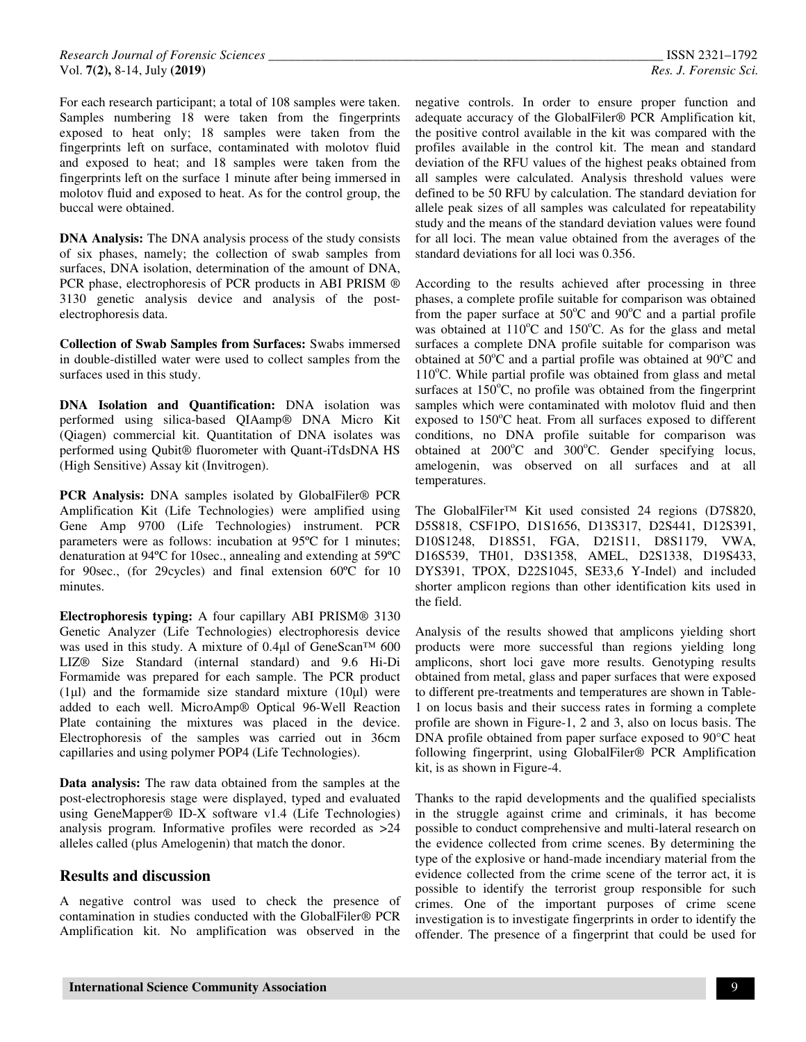For each research participant; a total of 108 samples were taken. Samples numbering 18 were taken from the fingerprints exposed to heat only; 18 samples were taken from the fingerprints left on surface, contaminated with molotov fluid and exposed to heat; and 18 samples were taken from the fingerprints left on the surface 1 minute after being immersed in molotov fluid and exposed to heat. As for the control group, the buccal were obtained.

**DNA Analysis:** The DNA analysis process of the study consists of six phases, namely; the collection of swab samples from surfaces, DNA isolation, determination of the amount of DNA, PCR phase, electrophoresis of PCR products in ABI PRISM ® 3130 genetic analysis device and analysis of the post-electrophoresis data.

**Collection of Swab Samples from Surfaces:** Swabs immersed in double-distilled water were used to collect samples from the surfaces used in this study.

**DNA Isolation and Quantification:** DNA isolation was performed using silica-based QIAamp® DNA Micro Kit (Qiagen) commercial kit. Quantitation of DNA isolates was performed using Qubit® fluorometer with Quant-iTdsDNA HS (High Sensitive) Assay kit (Invitrogen).

**PCR Analysis:** DNA samples isolated by GlobalFiler® PCR Amplification Kit (Life Technologies) were amplified using Gene Amp 9700 (Life Technologies) instrument. PCR parameters were as follows: incubation at 95ºC for 1 minutes; denaturation at 94ºC for 10sec., annealing and extending at 59ºC for 90sec., (for 29cycles) and final extension 60ºC for 10 minutes.

**Electrophoresis typing:** A four capillary ABI PRISM® 3130 Genetic Analyzer (Life Technologies) electrophoresis device was used in this study. A mixture of 0.4µl of GeneScan™ 600 LIZ® Size Standard (internal standard) and 9.6 Hi-Di Formamide was prepared for each sample. The PCR product (1µl) and the formamide size standard mixture (10µl) were added to each well. MicroAmp® Optical 96-Well Reaction Plate containing the mixtures was placed in the device. Electrophoresis of the samples was carried out in 36cm capillaries and using polymer POP4 (Life Technologies).

**Data analysis:** The raw data obtained from the samples at the post-electrophoresis stage were displayed, typed and evaluated using GeneMapper® ID-X software v1.4 (Life Technologies) analysis program. Informative profiles were recorded as >24 alleles called (plus Amelogenin) that match the donor.

## Results and discussion

A negative control was used to check the presence of contamination in studies conducted with the GlobalFiler® PCR Amplification kit. No amplification was observed in the negative controls. In order to ensure proper function and adequate accuracy of the GlobalFiler® PCR Amplification kit, the positive control available in the kit was compared with the profiles available in the control kit. The mean and standard deviation of the RFU values of the highest peaks obtained from all samples were calculated. Analysis threshold values were defined to be 50 RFU by calculation. The standard deviation for allele peak sizes of all samples was calculated for repeatability study and the means of the standard deviation values were found for all loci. The mean value obtained from the averages of the standard deviations for all loci was 0.356.

According to the results achieved after processing in three phases, a complete profile suitable for comparison was obtained from the paper surface at 50$^{o}$C and 90$^{o}$C and a partial profile was obtained at 110$^{o}$C and 150$^{o}$C. As for the glass and metal surfaces a complete DNA profile suitable for comparison was obtained at 50$^{o}$C and a partial profile was obtained at 90$^{o}$C and 110$^{o}$C. While partial profile was obtained from glass and metal surfaces at 150$^{o}$C, no profile was obtained from the fingerprint samples which were contaminated with molotov fluid and then exposed to 150$^{o}$C heat. From all surfaces exposed to different conditions, no DNA profile suitable for comparison was obtained at 200$^{o}$C and 300$^{o}$C. Gender specifying locus, amelogenin, was observed on all surfaces and at all temperatures.

The GlobalFiler™ Kit used consisted 24 regions (D7S820, D5S818, CSF1PO, D1S1656, D13S317, D2S441, D12S391, D10S1248, D18S51, FGA, D21S11, D8S1179, VWA, D16S539, TH01, D3S1358, AMEL, D2S1338, D19S433, DYS391, TPOX, D22S1045, SE33,6 Y-Indel) and included shorter amplicon regions than other identification kits used in the field.

Analysis of the results showed that amplicons yielding short products were more successful than regions yielding long amplicons, short loci gave more results. Genotyping results obtained from metal, glass and paper surfaces that were exposed to different pre-treatments and temperatures are shown in Table-1 on locus basis and their success rates in forming a complete profile are shown in Figure-1, 2 and 3, also on locus basis. The DNA profile obtained from paper surface exposed to 90°C heat following fingerprint, using GlobalFiler® PCR Amplification kit, is as shown in Figure-4.

Thanks to the rapid developments and the qualified specialists in the struggle against crime and criminals, it has become possible to conduct comprehensive and multi-lateral research on the evidence collected from crime scenes. By determining the type of the explosive or hand-made incendiary material from the evidence collected from the crime scene of the terror act, it is possible to identify the terrorist group responsible for such crimes. One of the important purposes of crime scene investigation is to investigate fingerprints in order to identify the offender. The presence of a fingerprint that could be used for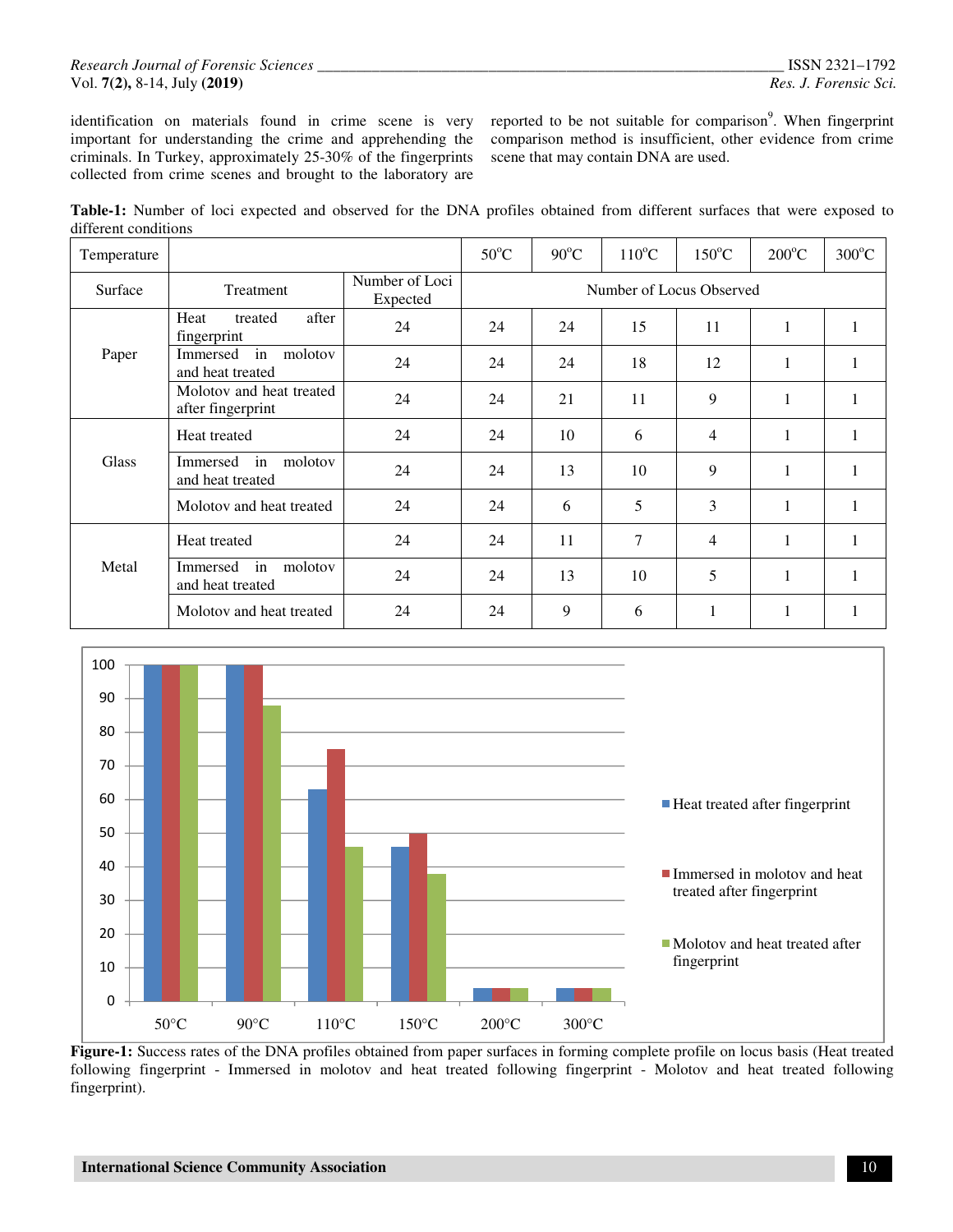identification on materials found in crime scene is very important for understanding the crime and apprehending the criminals. In Turkey, approximately 25-30% of the fingerprints collected from crime scenes and brought to the laboratory are reported to be not suitable for comparison[9]. When fingerprint comparison method is insufficient, other evidence from crime scene that may contain DNA are used.

**Table-1:** Number of loci expected and observed for the DNA profiles obtained from different surfaces that were exposed to different conditions

| Temperature | | | 50°C | 90°C | 110°C | 150°C | 200°C | 300°C |
|---|---|---|---|---|---|---|---|---|
| Surface | Treatment | Number of Loci Expected | Number of Locus Observed | | | | | |
| Paper | Heat treated after fingerprint | 24 | 24 | 24 | 15 | 11 | 1 | 1 |
| | Immersed in molotov and heat treated | 24 | 24 | 24 | 18 | 12 | 1 | 1 |
| | Molotov and heat treated after fingerprint | 24 | 24 | 21 | 11 | 9 | 1 | 1 |
| Glass | Heat treated | 24 | 24 | 10 | 6 | 4 | 1 | 1 |
| | Immersed in molotov and heat treated | 24 | 24 | 13 | 10 | 9 | 1 | 1 |
| | Molotov and heat treated | 24 | 24 | 6 | 5 | 3 | 1 | 1 |
| Metal | Heat treated | 24 | 24 | 11 | 7 | 4 | 1 | 1 |
| | Immersed in molotov and heat treated | 24 | 24 | 13 | 10 | 5 | 1 | 1 |
| | Molotov and heat treated | 24 | 24 | 9 | 6 | 1 | 1 | 1 |

**Figure-1:** Success rates of the DNA profiles obtained from paper surfaces in forming complete profile on locus basis (Heat treated following fingerprint - Immersed in molotov and heat treated following fingerprint - Molotov and heat treated following fingerprint).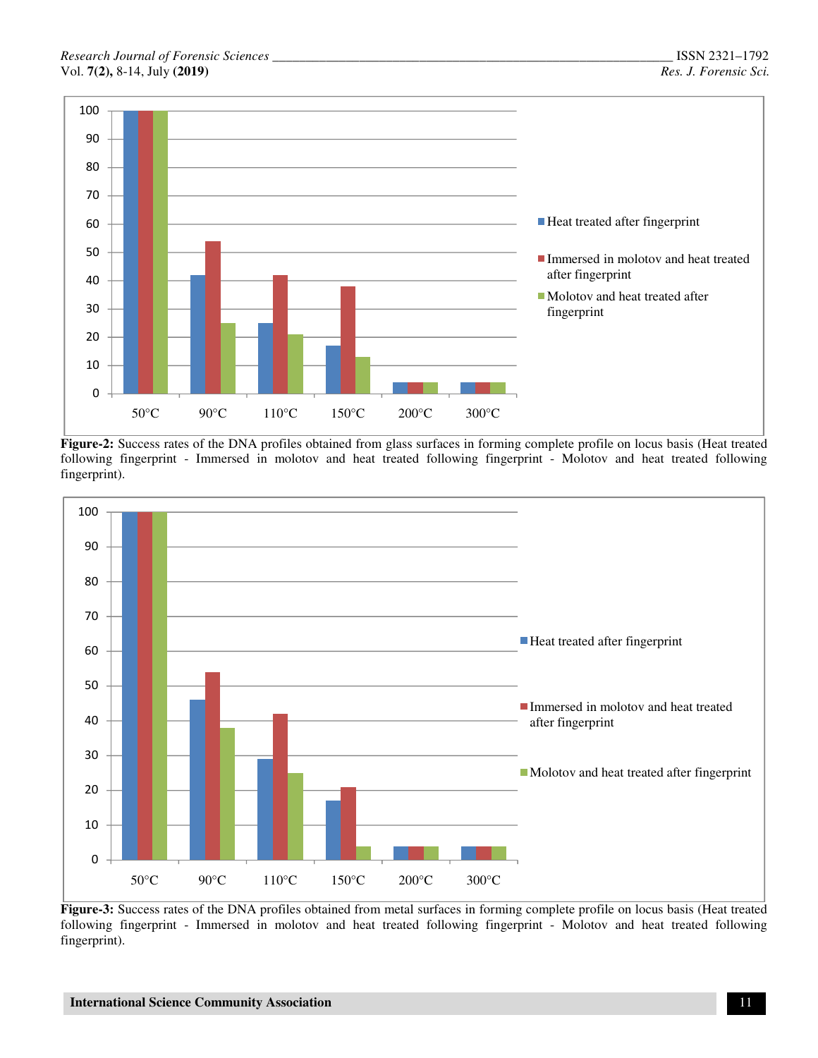**Figure-2:** Success rates of the DNA profiles obtained from glass surfaces in forming complete profile on locus basis (Heat treated following fingerprint - Immersed in molotov and heat treated following fingerprint - Molotov and heat treated following fingerprint).

**Figure-3:** Success rates of the DNA profiles obtained from metal surfaces in forming complete profile on locus basis (Heat treated following fingerprint - Immersed in molotov and heat treated following fingerprint - Molotov and heat treated following fingerprint).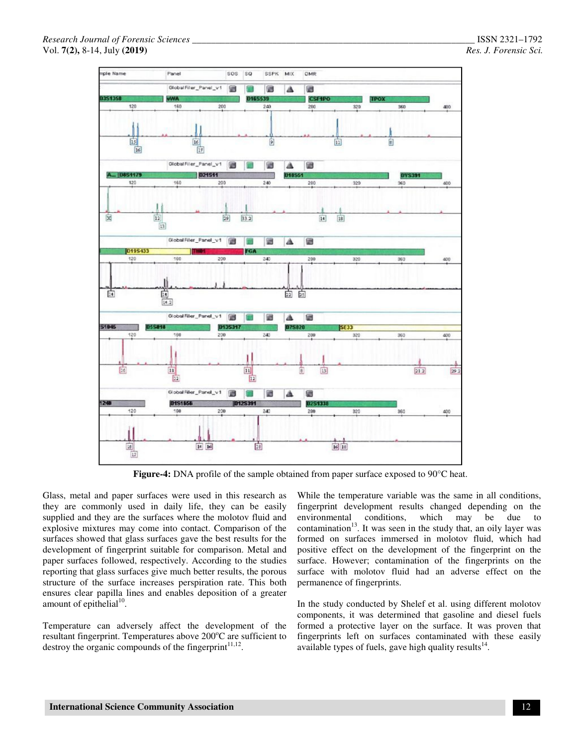Figure-4: DNA profile of the sample obtained from paper surface exposed to 90°C heat.

Glass, metal and paper surfaces were used in this research as they are commonly used in daily life, they can be easily supplied and they are the surfaces where the molotov fluid and explosive mixtures may come into contact. Comparison of the surfaces showed that glass surfaces gave the best results for the development of fingerprint suitable for comparison. Metal and paper surfaces followed, respectively. According to the studies reporting that glass surfaces give much better results, the porous structure of the surface increases perspiration rate. This both ensures clear papilla lines and enables deposition of a greater amount of epithelial[10].

Temperature can adversely affect the development of the resultant fingerprint. Temperatures above 200°C are sufficient to destroy the organic compounds of the fingerprint[11,12].

While the temperature variable was the same in all conditions, fingerprint development results changed depending on the environmental conditions, which may be due to contamination[13]. It was seen in the study that, an oily layer was formed on surfaces immersed in molotov fluid, which had positive effect on the development of the fingerprint on the surface. However; contamination of the fingerprints on the surface with molotov fluid had an adverse effect on the permanence of fingerprints.

In the study conducted by Shelef et al. using different molotov components, it was determined that gasoline and diesel fuels formed a protective layer on the surface. It was proven that fingerprints left on surfaces contaminated with these easily available types of fuels, gave high quality results[14].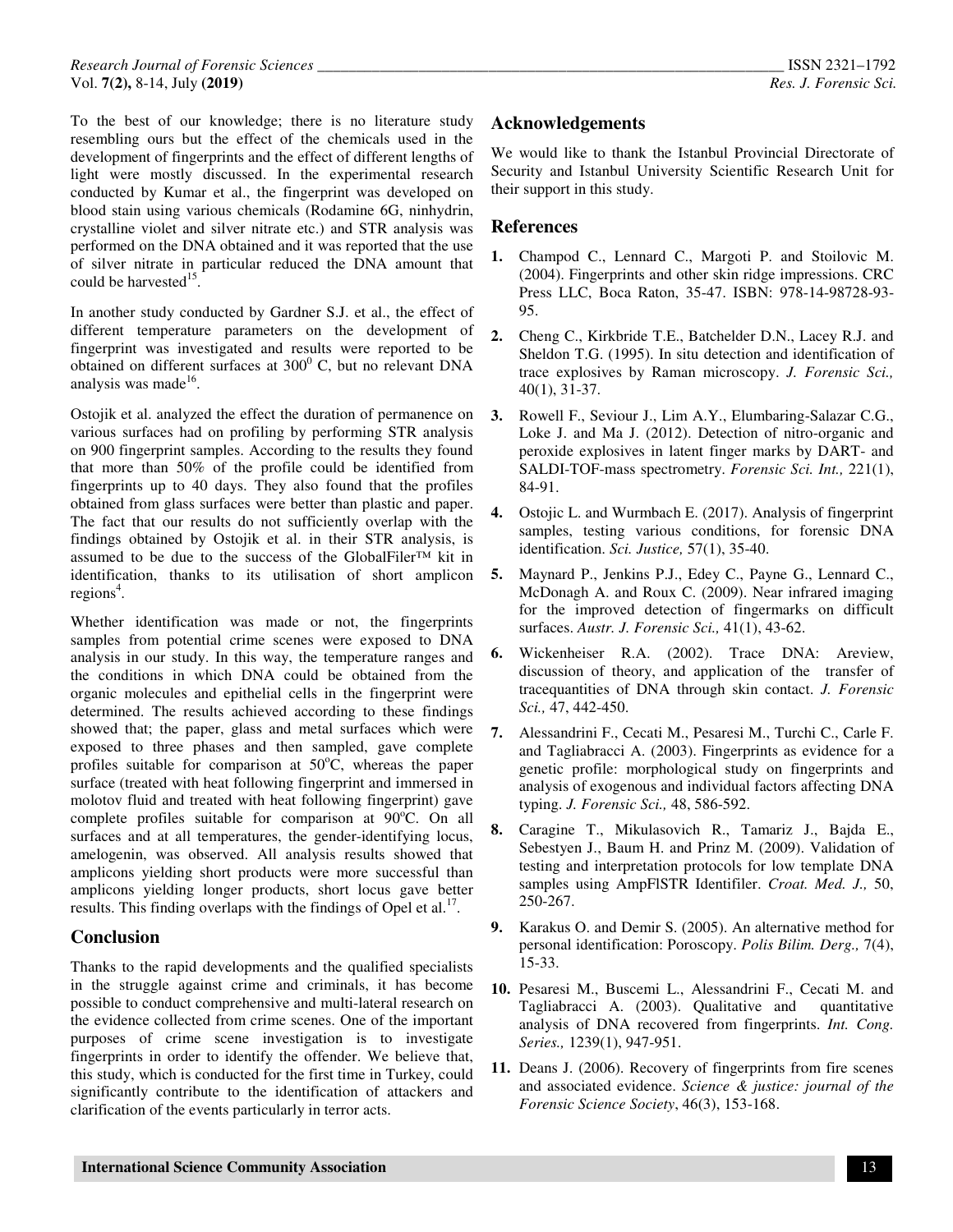To the best of our knowledge; there is no literature study resembling ours but the effect of the chemicals used in the development of fingerprints and the effect of different lengths of light were mostly discussed. In the experimental research conducted by Kumar et al., the fingerprint was developed on blood stain using various chemicals (Rodamine 6G, ninhydrin, crystalline violet and silver nitrate etc.) and STR analysis was performed on the DNA obtained and it was reported that the use of silver nitrate in particular reduced the DNA amount that could be harvested[15].

In another study conducted by Gardner S.J. et al., the effect of different temperature parameters on the development of fingerprint was investigated and results were reported to be obtained on different surfaces at $300^0$ C, but no relevant DNA analysis was made[16].

Ostojik et al. analyzed the effect the duration of permanence on various surfaces had on profiling by performing STR analysis on 900 fingerprint samples. According to the results they found that more than 50% of the profile could be identified from fingerprints up to 40 days. They also found that the profiles obtained from glass surfaces were better than plastic and paper. The fact that our results do not sufficiently overlap with the findings obtained by Ostojik et al. in their STR analysis, is assumed to be due to the success of the GlobalFiler™ kit in identification, thanks to its utilisation of short amplicon regions[4].

Whether identification was made or not, the fingerprints samples from potential crime scenes were exposed to DNA analysis in our study. In this way, the temperature ranges and the conditions in which DNA could be obtained from the organic molecules and epithelial cells in the fingerprint were determined. The results achieved according to these findings showed that; the paper, glass and metal surfaces which were exposed to three phases and then sampled, gave complete profiles suitable for comparison at 50°C, whereas the paper surface (treated with heat following fingerprint and immersed in molotov fluid and treated with heat following fingerprint) gave complete profiles suitable for comparison at 90°C. On all surfaces and at all temperatures, the gender-identifying locus, amelogenin, was observed. All analysis results showed that amplicons yielding short products were more successful than amplicons yielding longer products, short locus gave better results. This finding overlaps with the findings of Opel et al.[17].

## Conclusion

Thanks to the rapid developments and the qualified specialists in the struggle against crime and criminals, it has become possible to conduct comprehensive and multi-lateral research on the evidence collected from crime scenes. One of the important purposes of crime scene investigation is to investigate fingerprints in order to identify the offender. We believe that, this study, which is conducted for the first time in Turkey, could significantly contribute to the identification of attackers and clarification of the events particularly in terror acts.

## Acknowledgements

We would like to thank the Istanbul Provincial Directorate of Security and Istanbul University Scientific Research Unit for their support in this study.

## References

1. Champod C., Lennard C., Margoti P. and Stoilovic M. (2004). Fingerprints and other skin ridge impressions. CRC Press LLC, Boca Raton, 35-47. ISBN: 978-14-98728-93-95.
2. Cheng C., Kirkbride T.E., Batchelder D.N., Lacey R.J. and Sheldon T.G. (1995). In situ detection and identification of trace explosives by Raman microscopy. *J. Forensic Sci.,* 40(1), 31-37.
3. Rowell F., Seviour J., Lim A.Y., Elumbaring-Salazar C.G., Loke J. and Ma J. (2012). Detection of nitro-organic and peroxide explosives in latent finger marks by DART- and SALDI-TOF-mass spectrometry. *Forensic Sci. Int.,* 221(1), 84-91.
4. Ostojic L. and Wurmbach E. (2017). Analysis of fingerprint samples, testing various conditions, for forensic DNA identification. *Sci. Justice,* 57(1), 35-40.
5. Maynard P., Jenkins P.J., Edey C., Payne G., Lennard C., McDonagh A. and Roux C. (2009). Near infrared imaging for the improved detection of fingermarks on difficult surfaces. *Austr. J. Forensic Sci.,* 41(1), 43-62.
6. Wickenheiser R.A. (2002). Trace DNA: Areview, discussion of theory, and application of the transfer of tracequantities of DNA through skin contact. *J. Forensic Sci.,* 47, 442-450.
7. Alessandrini F., Cecati M., Pesaresi M., Turchi C., Carle F. and Tagliabracci A. (2003). Fingerprints as evidence for a genetic profile: morphological study on fingerprints and analysis of exogenous and individual factors affecting DNA typing. *J. Forensic Sci.,* 48, 586-592.
8. Caragine T., Mikulasovich R., Tamariz J., Bajda E., Sebestyen J., Baum H. and Prinz M. (2009). Validation of testing and interpretation protocols for low template DNA samples using AmpFlSTR Identifiler. *Croat. Med. J.,* 50, 250-267.
9. Karakus O. and Demir S. (2005). An alternative method for personal identification: Poroscopy. *Polis Bilim. Derg.,* 7(4), 15-33.
10. Pesaresi M., Buscemi L., Alessandrini F., Cecati M. and Tagliabracci A. (2003). Qualitative and quantitative analysis of DNA recovered from fingerprints. *Int. Cong. Series.,* 1239(1), 947-951.
11. Deans J. (2006). Recovery of fingerprints from fire scenes and associated evidence. *Science & justice: journal of the Forensic Science Society*, 46(3), 153-168.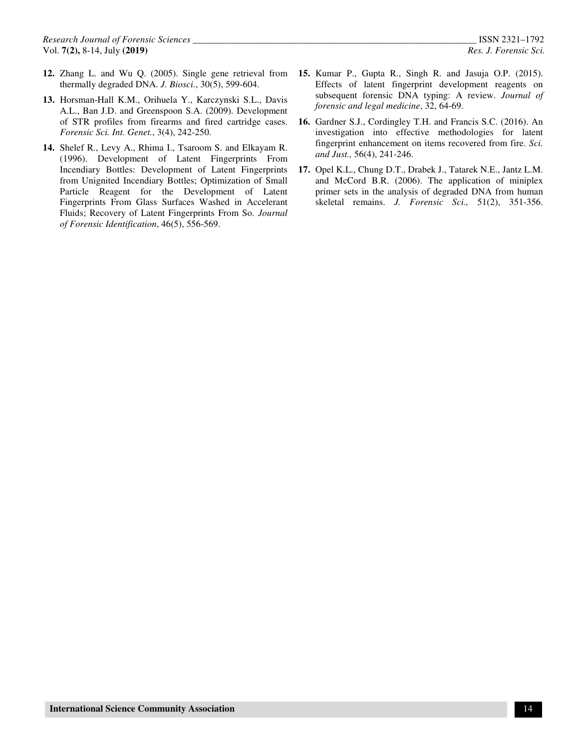**12.** Zhang L. and Wu Q. (2005). Single gene retrieval from thermally degraded DNA. *J. Biosci.*, 30(5), 599-604.

**13.** Horsman-Hall K.M., Orihuela Y., Karczynski S.L., Davis A.L., Ban J.D. and Greenspoon S.A. (2009). Development of STR profiles from firearms and fired cartridge cases. *Forensic Sci. Int. Genet.*, 3(4), 242-250.

**14.** Shelef R., Levy A., Rhima I., Tsaroom S. and Elkayam R. (1996). Development of Latent Fingerprints From Incendiary Bottles: Development of Latent Fingerprints from Unignited Incendiary Bottles; Optimization of Small Particle Reagent for the Development of Latent Fingerprints From Glass Surfaces Washed in Accelerant Fluids; Recovery of Latent Fingerprints From So. *Journal of Forensic Identification*, 46(5), 556-569.

**15.** Kumar P., Gupta R., Singh R. and Jasuja O.P. (2015). Effects of latent fingerprint development reagents on subsequent forensic DNA typing: A review. *Journal of forensic and legal medicine*, 32, 64-69.

**16.** Gardner S.J., Cordingley T.H. and Francis S.C. (2016). An investigation into effective methodologies for latent fingerprint enhancement on items recovered from fire. *Sci. and Just.,* 56(4), 241-246.

**17.** Opel K.L., Chung D.T., Drabek J., Tatarek N.E., Jantz L.M. and McCord B.R. (2006). The application of miniplex primer sets in the analysis of degraded DNA from human skeletal remains. *J. Forensic Sci.,* 51(2), 351-356.